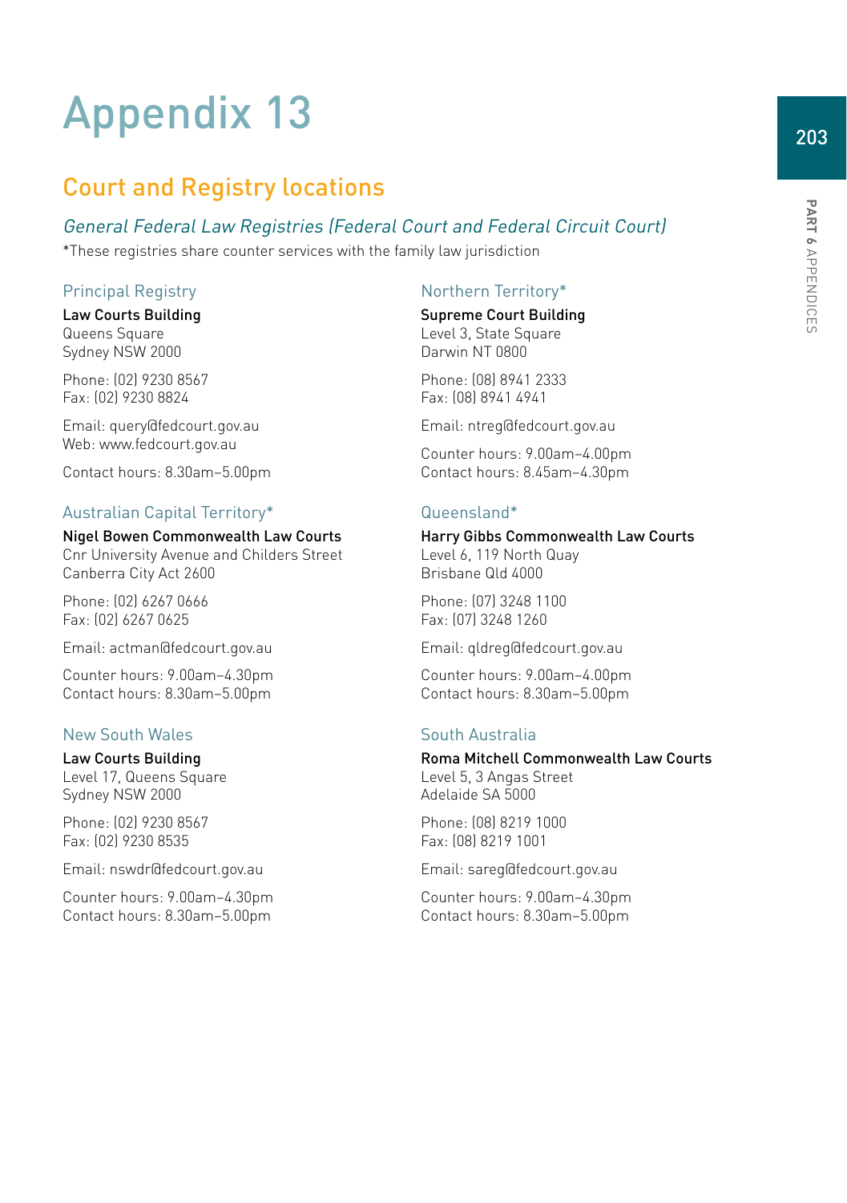# Appendix 13

## Court and Registry locations

### *General Federal Law Registries (Federal Court and Federal Circuit Court)*

*These registries share counter services with the family law jurisdiction

#### Principal Registry

**Law Courts Building**
Queens Square
Sydney NSW 2000

Phone: (02) 9230 8567
Fax: (02) 9230 8824

Email: query@fedcourt.gov.au
Web: www.fedcourt.gov.au

Contact hours: 8.30am–5.00pm

#### Australian Capital Territory*

**Nigel Bowen Commonwealth Law Courts**
Cnr University Avenue and Childers Street
Canberra City Act 2600

Phone: (02) 6267 0666
Fax: (02) 6267 0625

Email: actman@fedcourt.gov.au

Counter hours: 9.00am–4.30pm
Contact hours: 8.30am–5.00pm

#### New South Wales

**Law Courts Building**
Level 17, Queens Square
Sydney NSW 2000

Phone: (02) 9230 8567
Fax: (02) 9230 8535

Email: nswdr@fedcourt.gov.au

Counter hours: 9.00am–4.30pm
Contact hours: 8.30am–5.00pm

#### Northern Territory*

**Supreme Court Building**
Level 3, State Square
Darwin NT 0800

Phone: (08) 8941 2333
Fax: (08) 8941 4941

Email: ntreg@fedcourt.gov.au

Counter hours: 9.00am–4.00pm
Contact hours: 8.45am–4.30pm

#### Queensland*

**Harry Gibbs Commonwealth Law Courts**
Level 6, 119 North Quay
Brisbane Qld 4000

Phone: (07) 3248 1100
Fax: (07) 3248 1260

Email: qldreg@fedcourt.gov.au

Counter hours: 9.00am–4.00pm
Contact hours: 8.30am–5.00pm

#### South Australia

**Roma Mitchell Commonwealth Law Courts**
Level 5, 3 Angas Street
Adelaide SA 5000

Phone: (08) 8219 1000
Fax: (08) 8219 1001

Email: sareg@fedcourt.gov.au

Counter hours: 9.00am–4.30pm
Contact hours: 8.30am–5.00pm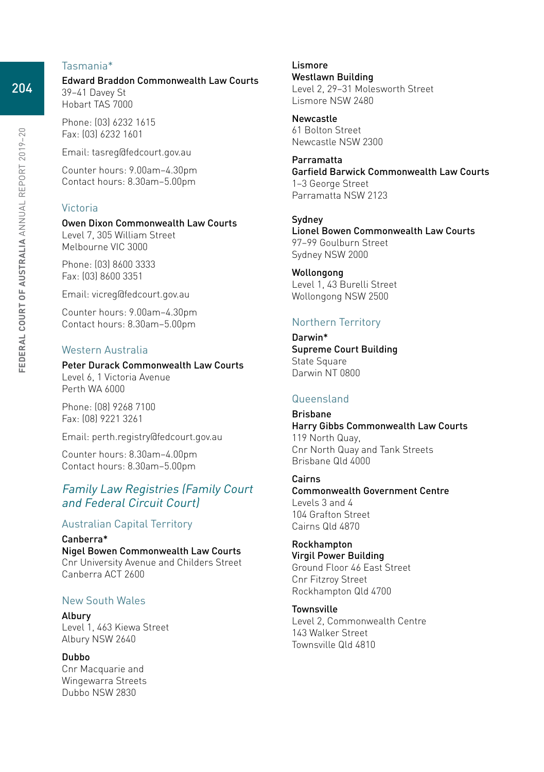## Tasmania*

**Edward Braddon Commonwealth Law Courts**
39–41 Davey St
Hobart TAS 7000

Phone: (03) 6232 1615
Fax: (03) 6232 1601

Email: tasreg@fedcourt.gov.au

Counter hours: 9.00am–4.30pm
Contact hours: 8.30am–5.00pm

## Victoria

**Owen Dixon Commonwealth Law Courts**
Level 7, 305 William Street
Melbourne VIC 3000

Phone: (03) 8600 3333
Fax: (03) 8600 3351

Email: vicreg@fedcourt.gov.au

Counter hours: 9.00am–4.30pm
Contact hours: 8.30am–5.00pm

## Western Australia

**Peter Durack Commonwealth Law Courts**
Level 6, 1 Victoria Avenue
Perth WA 6000

Phone: (08) 9268 7100
Fax: (08) 9221 3261

Email: perth.registry@fedcourt.gov.au

Counter hours: 8.30am–4.00pm
Contact hours: 8.30am–5.00pm

# *Family Law Registries (Family Court and Federal Circuit Court)*

## Australian Capital Territory

**Canberra***
**Nigel Bowen Commonwealth Law Courts**
Cnr University Avenue and Childers Street
Canberra ACT 2600

## New South Wales

**Albury**
Level 1, 463 Kiewa Street
Albury NSW 2640

**Dubbo**
Cnr Macquarie and
Wingewarra Streets
Dubbo NSW 2830

**Lismore**
**Westlawn Building**
Level 2, 29–31 Molesworth Street
Lismore NSW 2480

**Newcastle**
61 Bolton Street
Newcastle NSW 2300

**Parramatta**
**Garfield Barwick Commonwealth Law Courts**
1–3 George Street
Parramatta NSW 2123

**Sydney**
**Lionel Bowen Commonwealth Law Courts**
97–99 Goulburn Street
Sydney NSW 2000

**Wollongong**
Level 1, 43 Burelli Street
Wollongong NSW 2500

## Northern Territory

**Darwin***
**Supreme Court Building**
State Square
Darwin NT 0800

## Queensland

**Brisbane**
**Harry Gibbs Commonwealth Law Courts**
119 North Quay,
Cnr North Quay and Tank Streets
Brisbane Qld 4000

**Cairns**
**Commonwealth Government Centre**
Levels 3 and 4
104 Grafton Street
Cairns Qld 4870

**Rockhampton**
**Virgil Power Building**
Ground Floor 46 East Street
Cnr Fitzroy Street
Rockhampton Qld 4700

**Townsville**
Level 2, Commonwealth Centre
143 Walker Street
Townsville Qld 4810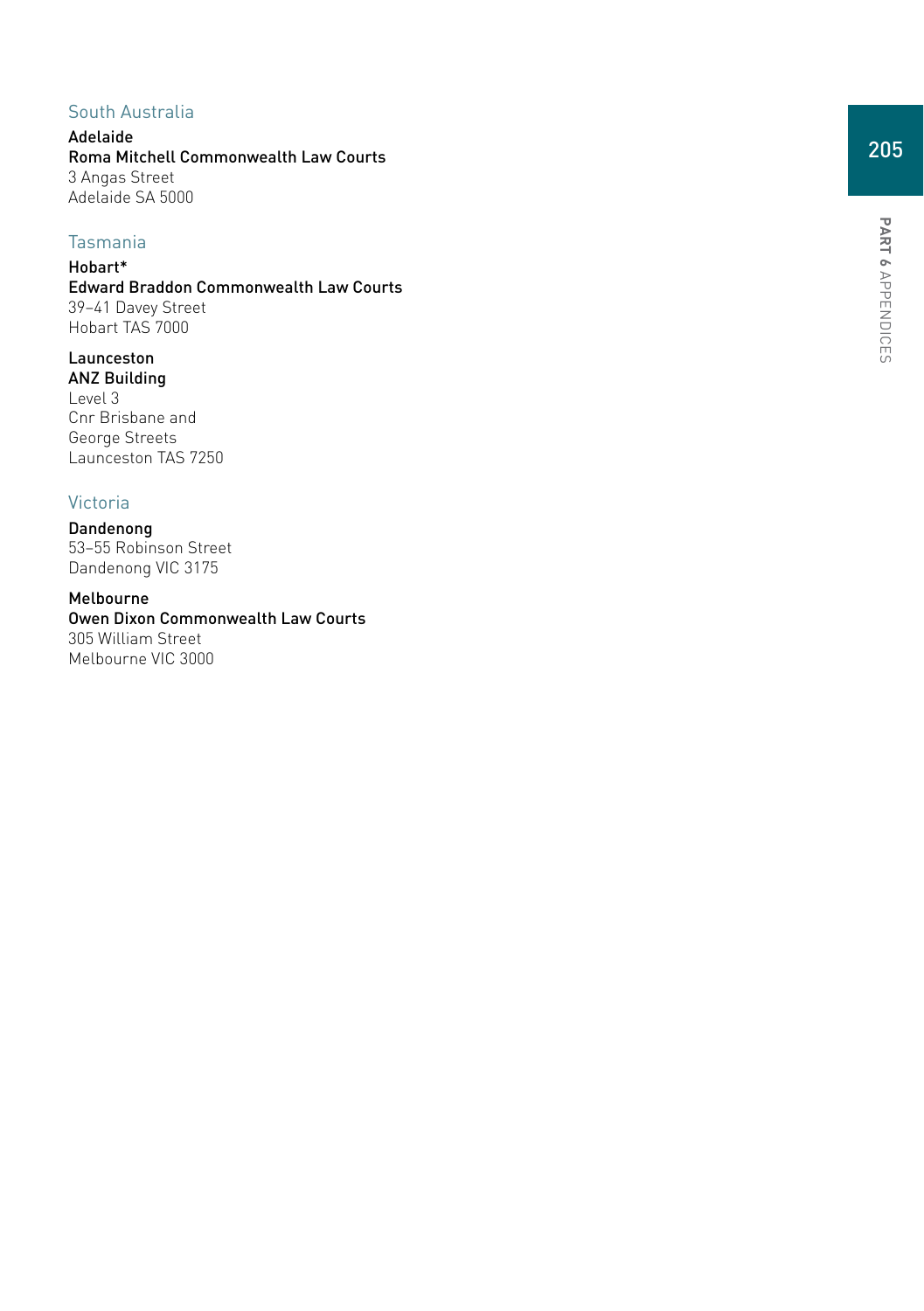## South Australia

**Adelaide**
**Roma Mitchell Commonwealth Law Courts**
3 Angas Street
Adelaide SA 5000

## Tasmania

**Hobart***
**Edward Braddon Commonwealth Law Courts**
39–41 Davey Street
Hobart TAS 7000

**Launceston**
**ANZ Building**
Level 3
Cnr Brisbane and
George Streets
Launceston TAS 7250

## Victoria

**Dandenong**
53–55 Robinson Street
Dandenong VIC 3175

**Melbourne**
**Owen Dixon Commonwealth Law Courts**
305 William Street
Melbourne VIC 3000